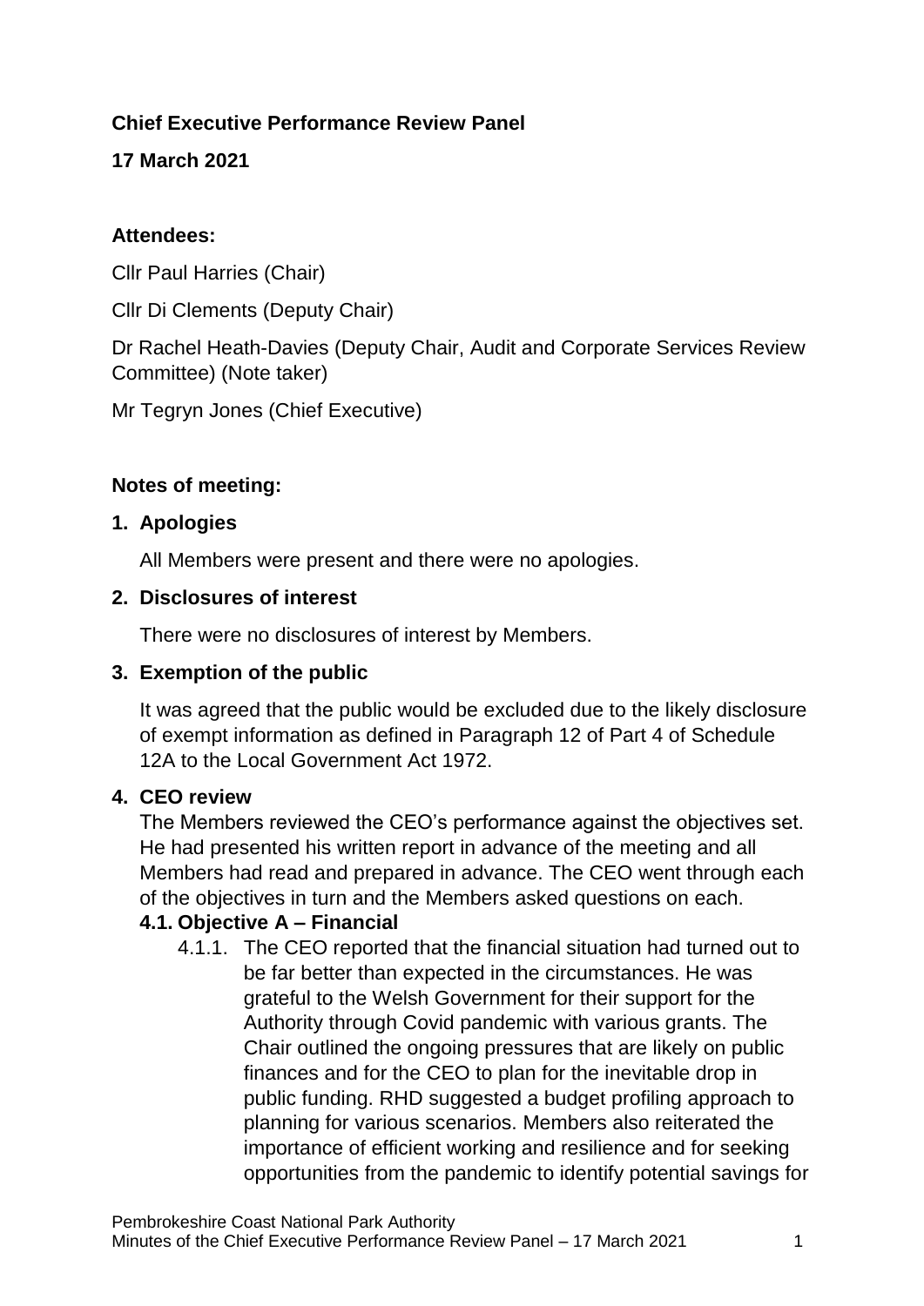**Chief Executive Performance Review Panel**

**17 March 2021**

**Attendees:**

Cllr Paul Harries (Chair)

Cllr Di Clements (Deputy Chair)

Dr Rachel Heath-Davies (Deputy Chair, Audit and Corporate Services Review Committee) (Note taker)

Mr Tegryn Jones (Chief Executive)

**Notes of meeting:**

**1. Apologies**

All Members were present and there were no apologies.

**2. Disclosures of interest**

There were no disclosures of interest by Members.

**3. Exemption of the public**

It was agreed that the public would be excluded due to the likely disclosure of exempt information as defined in Paragraph 12 of Part 4 of Schedule 12A to the Local Government Act 1972.

**4. CEO review**

The Members reviewed the CEO's performance against the objectives set. He had presented his written report in advance of the meeting and all Members had read and prepared in advance. The CEO went through each of the objectives in turn and the Members asked questions on each.

**4.1. Objective A – Financial**

4.1.1. The CEO reported that the financial situation had turned out to be far better than expected in the circumstances. He was grateful to the Welsh Government for their support for the Authority through Covid pandemic with various grants. The Chair outlined the ongoing pressures that are likely on public finances and for the CEO to plan for the inevitable drop in public funding. RHD suggested a budget profiling approach to planning for various scenarios. Members also reiterated the importance of efficient working and resilience and for seeking opportunities from the pandemic to identify potential savings for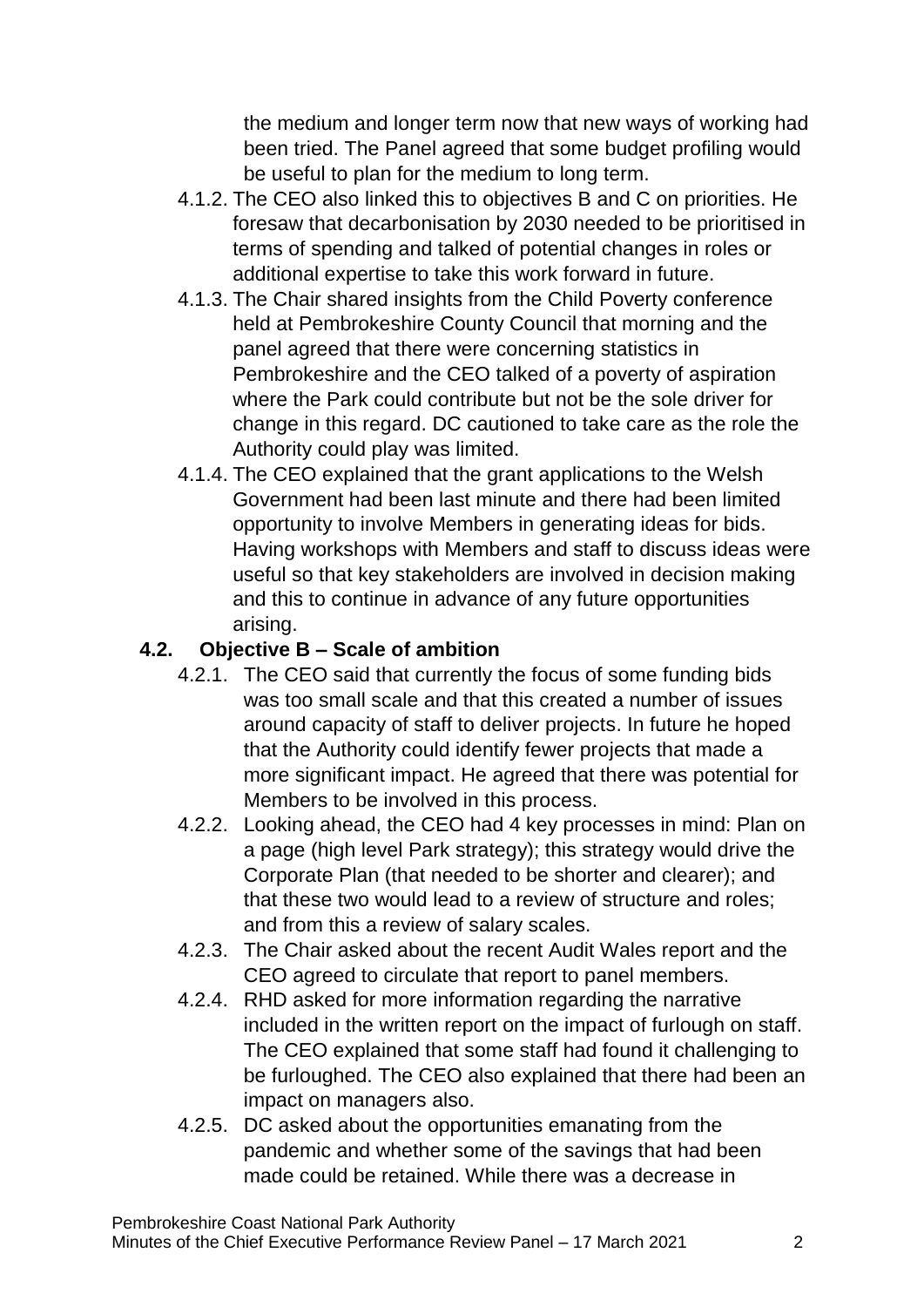the medium and longer term now that new ways of working had been tried. The Panel agreed that some budget profiling would be useful to plan for the medium to long term.

4.1.2. The CEO also linked this to objectives B and C on priorities. He foresaw that decarbonisation by 2030 needed to be prioritised in terms of spending and talked of potential changes in roles or additional expertise to take this work forward in future.

4.1.3. The Chair shared insights from the Child Poverty conference held at Pembrokeshire County Council that morning and the panel agreed that there were concerning statistics in Pembrokeshire and the CEO talked of a poverty of aspiration where the Park could contribute but not be the sole driver for change in this regard. DC cautioned to take care as the role the Authority could play was limited.

4.1.4. The CEO explained that the grant applications to the Welsh Government had been last minute and there had been limited opportunity to involve Members in generating ideas for bids. Having workshops with Members and staff to discuss ideas were useful so that key stakeholders are involved in decision making and this to continue in advance of any future opportunities arising.

**4.2. Objective B – Scale of ambition**

4.2.1. The CEO said that currently the focus of some funding bids was too small scale and that this created a number of issues around capacity of staff to deliver projects. In future he hoped that the Authority could identify fewer projects that made a more significant impact. He agreed that there was potential for Members to be involved in this process.

4.2.2. Looking ahead, the CEO had 4 key processes in mind: Plan on a page (high level Park strategy); this strategy would drive the Corporate Plan (that needed to be shorter and clearer); and that these two would lead to a review of structure and roles; and from this a review of salary scales.

4.2.3. The Chair asked about the recent Audit Wales report and the CEO agreed to circulate that report to panel members.

4.2.4. RHD asked for more information regarding the narrative included in the written report on the impact of furlough on staff. The CEO explained that some staff had found it challenging to be furloughed. The CEO also explained that there had been an impact on managers also.

4.2.5. DC asked about the opportunities emanating from the pandemic and whether some of the savings that had been made could be retained. While there was a decrease in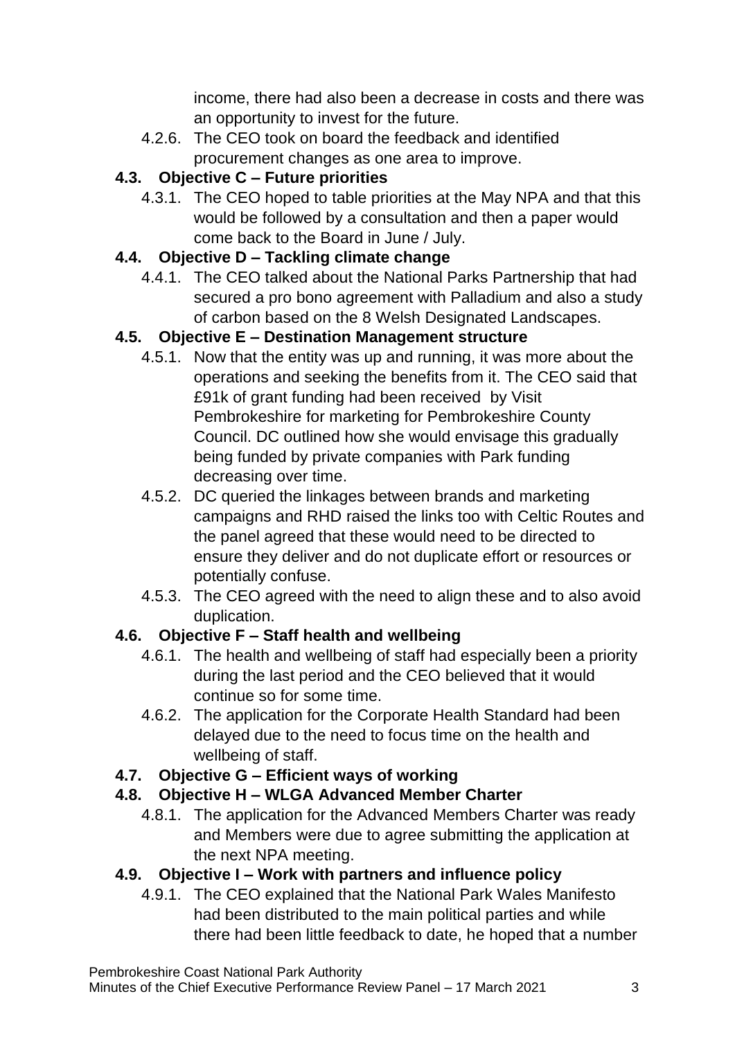income, there had also been a decrease in costs and there was an opportunity to invest for the future.

4.2.6. The CEO took on board the feedback and identified procurement changes as one area to improve.

**4.3. Objective C – Future priorities**

4.3.1. The CEO hoped to table priorities at the May NPA and that this would be followed by a consultation and then a paper would come back to the Board in June / July.

**4.4. Objective D – Tackling climate change**

4.4.1. The CEO talked about the National Parks Partnership that had secured a pro bono agreement with Palladium and also a study of carbon based on the 8 Welsh Designated Landscapes.

**4.5. Objective E – Destination Management structure**

4.5.1. Now that the entity was up and running, it was more about the operations and seeking the benefits from it. The CEO said that £91k of grant funding had been received by Visit Pembrokeshire for marketing for Pembrokeshire County Council. DC outlined how she would envisage this gradually being funded by private companies with Park funding decreasing over time.

4.5.2. DC queried the linkages between brands and marketing campaigns and RHD raised the links too with Celtic Routes and the panel agreed that these would need to be directed to ensure they deliver and do not duplicate effort or resources or potentially confuse.

4.5.3. The CEO agreed with the need to align these and to also avoid duplication.

**4.6. Objective F – Staff health and wellbeing**

4.6.1. The health and wellbeing of staff had especially been a priority during the last period and the CEO believed that it would continue so for some time.

4.6.2. The application for the Corporate Health Standard had been delayed due to the need to focus time on the health and wellbeing of staff.

**4.7. Objective G – Efficient ways of working**

**4.8. Objective H – WLGA Advanced Member Charter**

4.8.1. The application for the Advanced Members Charter was ready and Members were due to agree submitting the application at the next NPA meeting.

**4.9. Objective I – Work with partners and influence policy**

4.9.1. The CEO explained that the National Park Wales Manifesto had been distributed to the main political parties and while there had been little feedback to date, he hoped that a number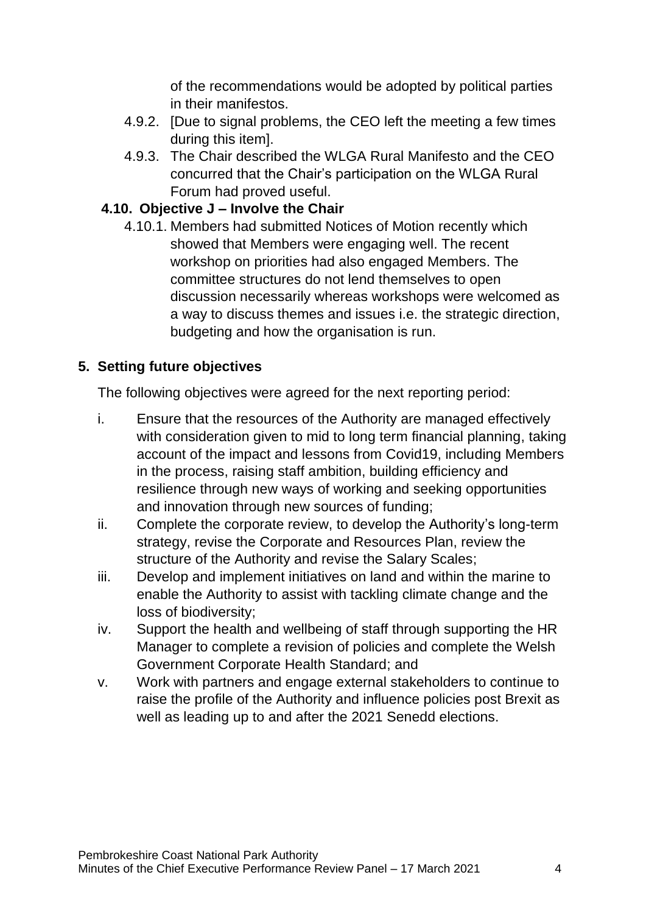of the recommendations would be adopted by political parties in their manifestos.

4.9.2. [Due to signal problems, the CEO left the meeting a few times during this item].

4.9.3. The Chair described the WLGA Rural Manifesto and the CEO concurred that the Chair's participation on the WLGA Rural Forum had proved useful.

**4.10. Objective J – Involve the Chair**

4.10.1. Members had submitted Notices of Motion recently which showed that Members were engaging well. The recent workshop on priorities had also engaged Members. The committee structures do not lend themselves to open discussion necessarily whereas workshops were welcomed as a way to discuss themes and issues i.e. the strategic direction, budgeting and how the organisation is run.

## 5. Setting future objectives

The following objectives were agreed for the next reporting period:

i. Ensure that the resources of the Authority are managed effectively with consideration given to mid to long term financial planning, taking account of the impact and lessons from Covid19, including Members in the process, raising staff ambition, building efficiency and resilience through new ways of working and seeking opportunities and innovation through new sources of funding;

ii. Complete the corporate review, to develop the Authority's long-term strategy, revise the Corporate and Resources Plan, review the structure of the Authority and revise the Salary Scales;

iii. Develop and implement initiatives on land and within the marine to enable the Authority to assist with tackling climate change and the loss of biodiversity;

iv. Support the health and wellbeing of staff through supporting the HR Manager to complete a revision of policies and complete the Welsh Government Corporate Health Standard; and

v. Work with partners and engage external stakeholders to continue to raise the profile of the Authority and influence policies post Brexit as well as leading up to and after the 2021 Senedd elections.